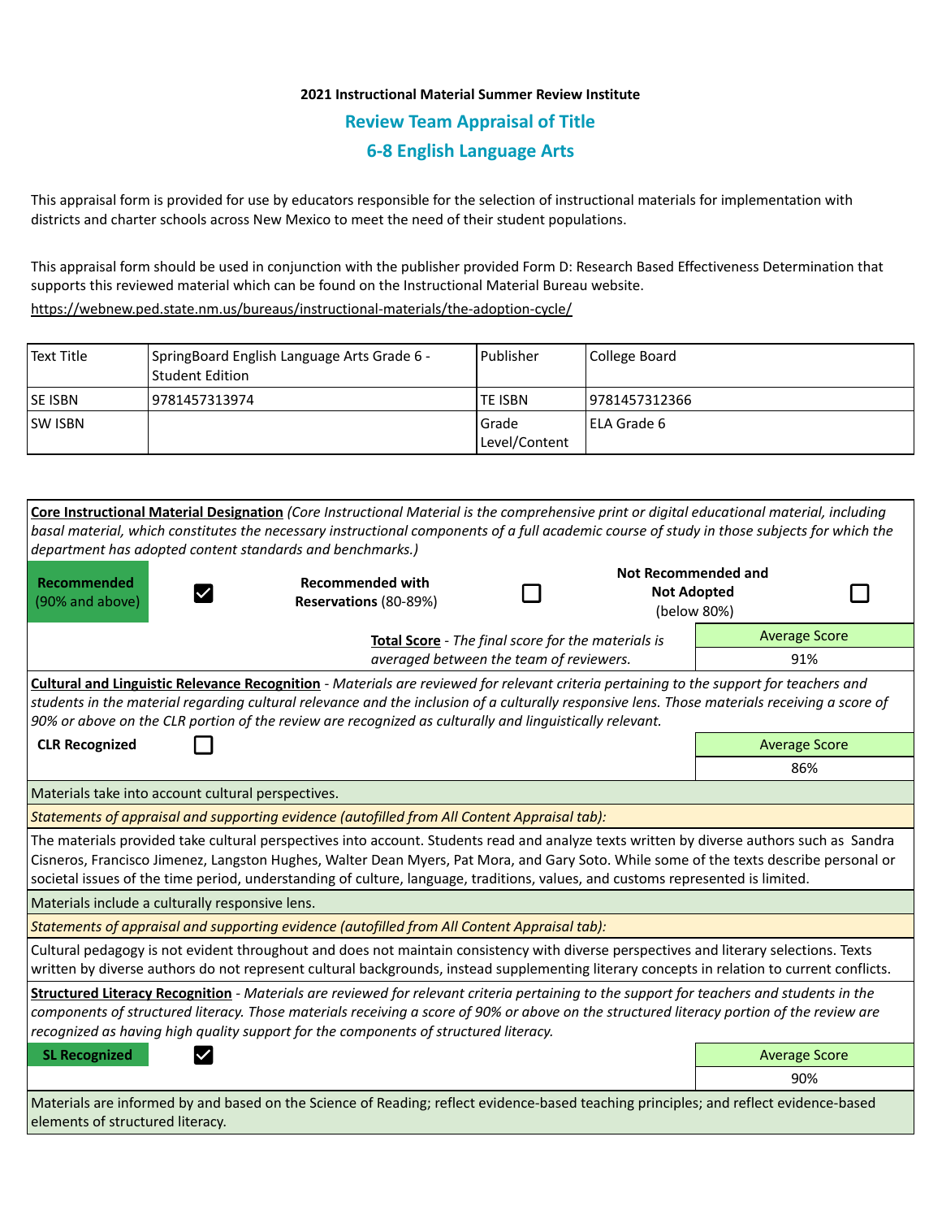**2021 Instructional Material Summer Review Institute**

## Review Team Appraisal of Title

## 6-8 English Language Arts

This appraisal form is provided for use by educators responsible for the selection of instructional materials for implementation with districts and charter schools across New Mexico to meet the need of their student populations.

This appraisal form should be used in conjunction with the publisher provided Form D: Research Based Effectiveness Determination that supports this reviewed material which can be found on the Instructional Material Bureau website.
https://webnew.ped.state.nm.us/bureaus/instructional-materials/the-adoption-cycle/

| Text Title | SpringBoard English Language Arts Grade 6 - Student Edition | Publisher | College Board |
|---|---|---|---|
| SE ISBN | 9781457313974 | TE ISBN | 9781457312366 |
| SW ISBN | | Grade Level/Content | ELA Grade 6 |

**Core Instructional Material Designation** *(Core Instructional Material is the comprehensive print or digital educational material, including basal material, which constitutes the necessary instructional components of a full academic course of study in those subjects for which the department has adopted content standards and benchmarks.)*

| **Recommended** (90% and above) | ☑ | **Recommended with Reservations** (80-89%) | ☐ | **Not Recommended and Not Adopted** (below 80%) | ☐ |
|---|---|---|---|---|---|

**Total Score** - *The final score for the materials is averaged between the team of reviewers.*

| Average Score |
|---|
| 91% |

**Cultural and Linguistic Relevance Recognition** - *Materials are reviewed for relevant criteria pertaining to the support for teachers and students in the material regarding cultural relevance and the inclusion of a culturally responsive lens. Those materials receiving a score of 90% or above on the CLR portion of the review are recognized as culturally and linguistically relevant.*

**CLR Recognized** ☐

| Average Score |
|---|
| 86% |

Materials take into account cultural perspectives.

*Statements of appraisal and supporting evidence (autofilled from All Content Appraisal tab):*

The materials provided take cultural perspectives into account. Students read and analyze texts written by diverse authors such as Sandra Cisneros, Francisco Jimenez, Langston Hughes, Walter Dean Myers, Pat Mora, and Gary Soto. While some of the texts describe personal or societal issues of the time period, understanding of culture, language, traditions, values, and customs represented is limited.

Materials include a culturally responsive lens.

*Statements of appraisal and supporting evidence (autofilled from All Content Appraisal tab):*

Cultural pedagogy is not evident throughout and does not maintain consistency with diverse perspectives and literary selections. Texts written by diverse authors do not represent cultural backgrounds, instead supplementing literary concepts in relation to current conflicts.

**Structured Literacy Recognition** - *Materials are reviewed for relevant criteria pertaining to the support for teachers and students in the components of structured literacy. Those materials receiving a score of 90% or above on the structured literacy portion of the review are recognized as having high quality support for the components of structured literacy.*

**SL Recognized** ☑

| Average Score |
|---|
| 90% |

Materials are informed by and based on the Science of Reading; reflect evidence-based teaching principles; and reflect evidence-based elements of structured literacy.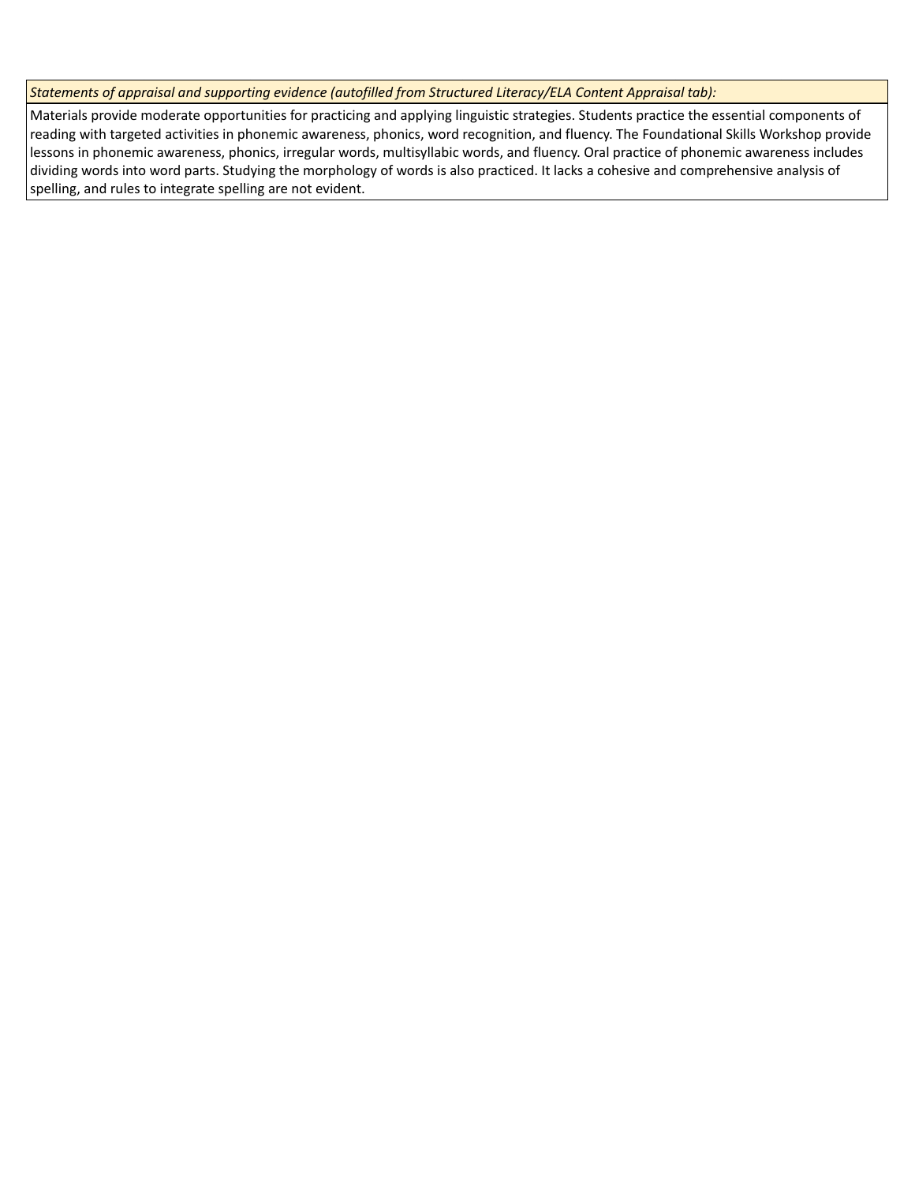| *Statements of appraisal and supporting evidence (autofilled from Structured Literacy/ELA Content Appraisal tab):* |
| --- |
| Materials provide moderate opportunities for practicing and applying linguistic strategies. Students practice the essential components of reading with targeted activities in phonemic awareness, phonics, word recognition, and fluency. The Foundational Skills Workshop provide lessons in phonemic awareness, phonics, irregular words, multisyllabic words, and fluency. Oral practice of phonemic awareness includes dividing words into word parts. Studying the morphology of words is also practiced. It lacks a cohesive and comprehensive analysis of spelling, and rules to integrate spelling are not evident. |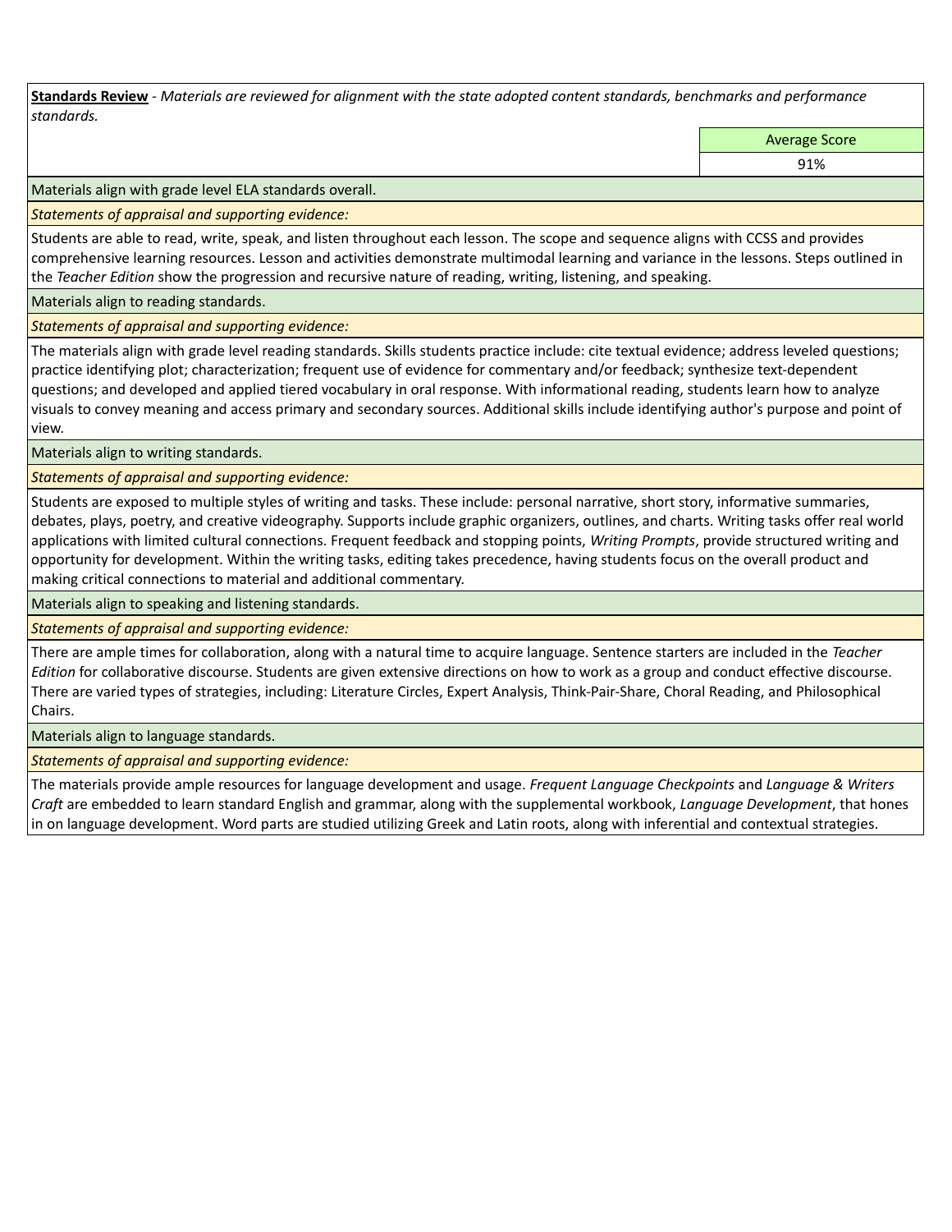**Standards Review** - *Materials are reviewed for alignment with the state adopted content standards, benchmarks and performance standards.*

| | Average Score |
|---|---|
| | 91% |

Materials align with grade level ELA standards overall.

*Statements of appraisal and supporting evidence:*

Students are able to read, write, speak, and listen throughout each lesson. The scope and sequence aligns with CCSS and provides comprehensive learning resources. Lesson and activities demonstrate multimodal learning and variance in the lessons. Steps outlined in the *Teacher Edition* show the progression and recursive nature of reading, writing, listening, and speaking.

Materials align to reading standards.

*Statements of appraisal and supporting evidence:*

The materials align with grade level reading standards. Skills students practice include: cite textual evidence; address leveled questions; practice identifying plot; characterization; frequent use of evidence for commentary and/or feedback; synthesize text-dependent questions; and developed and applied tiered vocabulary in oral response. With informational reading, students learn how to analyze visuals to convey meaning and access primary and secondary sources. Additional skills include identifying author's purpose and point of view.

Materials align to writing standards.

*Statements of appraisal and supporting evidence:*

Students are exposed to multiple styles of writing and tasks. These include: personal narrative, short story, informative summaries, debates, plays, poetry, and creative videography. Supports include graphic organizers, outlines, and charts. Writing tasks offer real world applications with limited cultural connections. Frequent feedback and stopping points, *Writing Prompts*, provide structured writing and opportunity for development. Within the writing tasks, editing takes precedence, having students focus on the overall product and making critical connections to material and additional commentary.

Materials align to speaking and listening standards.

*Statements of appraisal and supporting evidence:*

There are ample times for collaboration, along with a natural time to acquire language. Sentence starters are included in the *Teacher Edition* for collaborative discourse. Students are given extensive directions on how to work as a group and conduct effective discourse. There are varied types of strategies, including: Literature Circles, Expert Analysis, Think-Pair-Share, Choral Reading, and Philosophical Chairs.

Materials align to language standards.

*Statements of appraisal and supporting evidence:*

The materials provide ample resources for language development and usage. *Frequent Language Checkpoints* and *Language & Writers Craft* are embedded to learn standard English and grammar, along with the supplemental workbook, *Language Development*, that hones in on language development. Word parts are studied utilizing Greek and Latin roots, along with inferential and contextual strategies.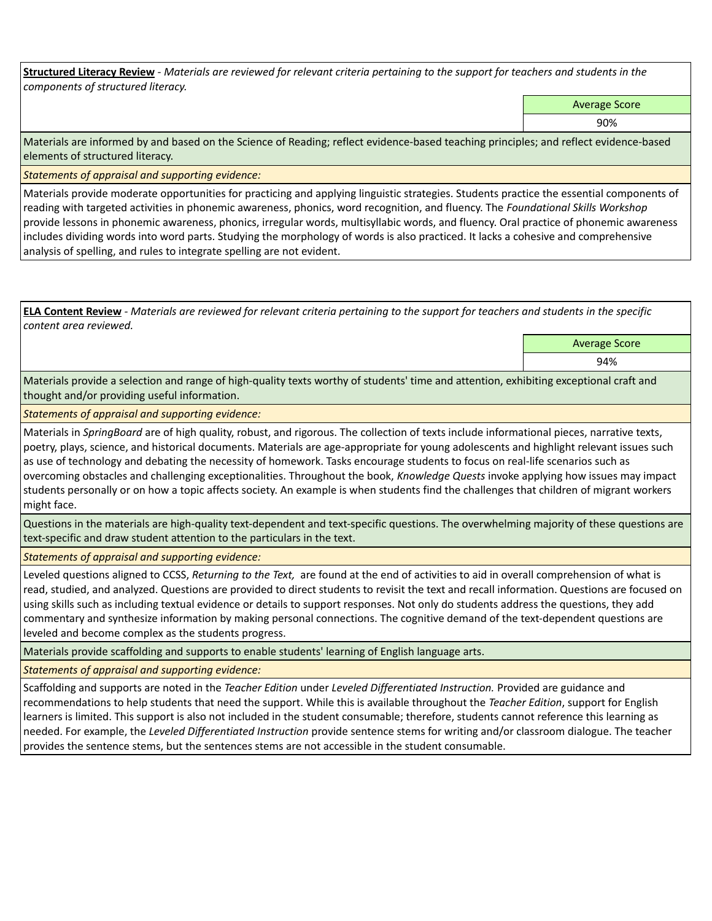**Structured Literacy Review** - *Materials are reviewed for relevant criteria pertaining to the support for teachers and students in the components of structured literacy.*

| Average Score |
|---|
| 90% |

Materials are informed by and based on the Science of Reading; reflect evidence-based teaching principles; and reflect evidence-based elements of structured literacy.

*Statements of appraisal and supporting evidence:*

Materials provide moderate opportunities for practicing and applying linguistic strategies. Students practice the essential components of reading with targeted activities in phonemic awareness, phonics, word recognition, and fluency. The *Foundational Skills Workshop* provide lessons in phonemic awareness, phonics, irregular words, multisyllabic words, and fluency. Oral practice of phonemic awareness includes dividing words into word parts. Studying the morphology of words is also practiced. It lacks a cohesive and comprehensive analysis of spelling, and rules to integrate spelling are not evident.

**ELA Content Review** - *Materials are reviewed for relevant criteria pertaining to the support for teachers and students in the specific content area reviewed.*

| Average Score |
|---|
| 94% |

Materials provide a selection and range of high-quality texts worthy of students' time and attention, exhibiting exceptional craft and thought and/or providing useful information.

*Statements of appraisal and supporting evidence:*

Materials in *SpringBoard* are of high quality, robust, and rigorous. The collection of texts include informational pieces, narrative texts, poetry, plays, science, and historical documents. Materials are age-appropriate for young adolescents and highlight relevant issues such as use of technology and debating the necessity of homework. Tasks encourage students to focus on real-life scenarios such as overcoming obstacles and challenging exceptionalities. Throughout the book, *Knowledge Quests* invoke applying how issues may impact students personally or on how a topic affects society. An example is when students find the challenges that children of migrant workers might face.

Questions in the materials are high-quality text-dependent and text-specific questions. The overwhelming majority of these questions are text-specific and draw student attention to the particulars in the text.

*Statements of appraisal and supporting evidence:*

Leveled questions aligned to CCSS, *Returning to the Text,* are found at the end of activities to aid in overall comprehension of what is read, studied, and analyzed. Questions are provided to direct students to revisit the text and recall information. Questions are focused on using skills such as including textual evidence or details to support responses. Not only do students address the questions, they add commentary and synthesize information by making personal connections. The cognitive demand of the text-dependent questions are leveled and become complex as the students progress.

Materials provide scaffolding and supports to enable students' learning of English language arts.

*Statements of appraisal and supporting evidence:*

Scaffolding and supports are noted in the *Teacher Edition* under *Leveled Differentiated Instruction.* Provided are guidance and recommendations to help students that need the support. While this is available throughout the *Teacher Edition*, support for English learners is limited. This support is also not included in the student consumable; therefore, students cannot reference this learning as needed. For example, the *Leveled Differentiated Instruction* provide sentence stems for writing and/or classroom dialogue. The teacher provides the sentence stems, but the sentences stems are not accessible in the student consumable.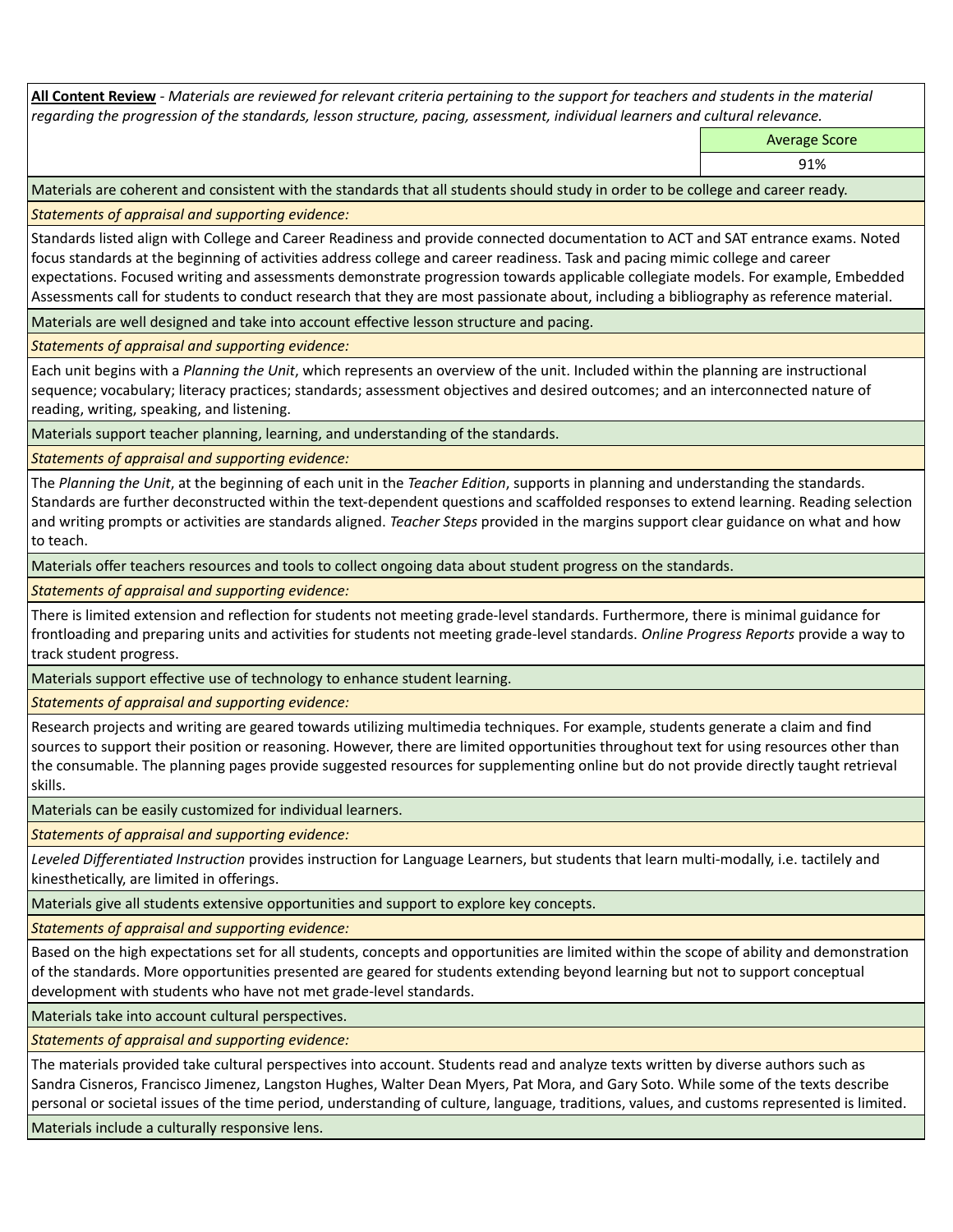**All Content Review** - *Materials are reviewed for relevant criteria pertaining to the support for teachers and students in the material regarding the progression of the standards, lesson structure, pacing, assessment, individual learners and cultural relevance.*

| Average Score |
| --- |
| 91% |

Materials are coherent and consistent with the standards that all students should study in order to be college and career ready.

*Statements of appraisal and supporting evidence:*

Standards listed align with College and Career Readiness and provide connected documentation to ACT and SAT entrance exams. Noted focus standards at the beginning of activities address college and career readiness. Task and pacing mimic college and career expectations. Focused writing and assessments demonstrate progression towards applicable collegiate models. For example, Embedded Assessments call for students to conduct research that they are most passionate about, including a bibliography as reference material.

Materials are well designed and take into account effective lesson structure and pacing.

*Statements of appraisal and supporting evidence:*

Each unit begins with a *Planning the Unit*, which represents an overview of the unit. Included within the planning are instructional sequence; vocabulary; literacy practices; standards; assessment objectives and desired outcomes; and an interconnected nature of reading, writing, speaking, and listening.

Materials support teacher planning, learning, and understanding of the standards.

*Statements of appraisal and supporting evidence:*

The *Planning the Unit*, at the beginning of each unit in the *Teacher Edition*, supports in planning and understanding the standards. Standards are further deconstructed within the text-dependent questions and scaffolded responses to extend learning. Reading selection and writing prompts or activities are standards aligned. *Teacher Steps* provided in the margins support clear guidance on what and how to teach.

Materials offer teachers resources and tools to collect ongoing data about student progress on the standards.

*Statements of appraisal and supporting evidence:*

There is limited extension and reflection for students not meeting grade-level standards. Furthermore, there is minimal guidance for frontloading and preparing units and activities for students not meeting grade-level standards. *Online Progress Reports* provide a way to track student progress.

Materials support effective use of technology to enhance student learning.

*Statements of appraisal and supporting evidence:*

Research projects and writing are geared towards utilizing multimedia techniques. For example, students generate a claim and find sources to support their position or reasoning. However, there are limited opportunities throughout text for using resources other than the consumable. The planning pages provide suggested resources for supplementing online but do not provide directly taught retrieval skills.

Materials can be easily customized for individual learners.

*Statements of appraisal and supporting evidence:*

*Leveled Differentiated Instruction* provides instruction for Language Learners, but students that learn multi-modally, i.e. tactilely and kinesthetically, are limited in offerings.

Materials give all students extensive opportunities and support to explore key concepts.

*Statements of appraisal and supporting evidence:*

Based on the high expectations set for all students, concepts and opportunities are limited within the scope of ability and demonstration of the standards. More opportunities presented are geared for students extending beyond learning but not to support conceptual development with students who have not met grade-level standards.

Materials take into account cultural perspectives.

*Statements of appraisal and supporting evidence:*

The materials provided take cultural perspectives into account. Students read and analyze texts written by diverse authors such as Sandra Cisneros, Francisco Jimenez, Langston Hughes, Walter Dean Myers, Pat Mora, and Gary Soto. While some of the texts describe personal or societal issues of the time period, understanding of culture, language, traditions, values, and customs represented is limited.

Materials include a culturally responsive lens.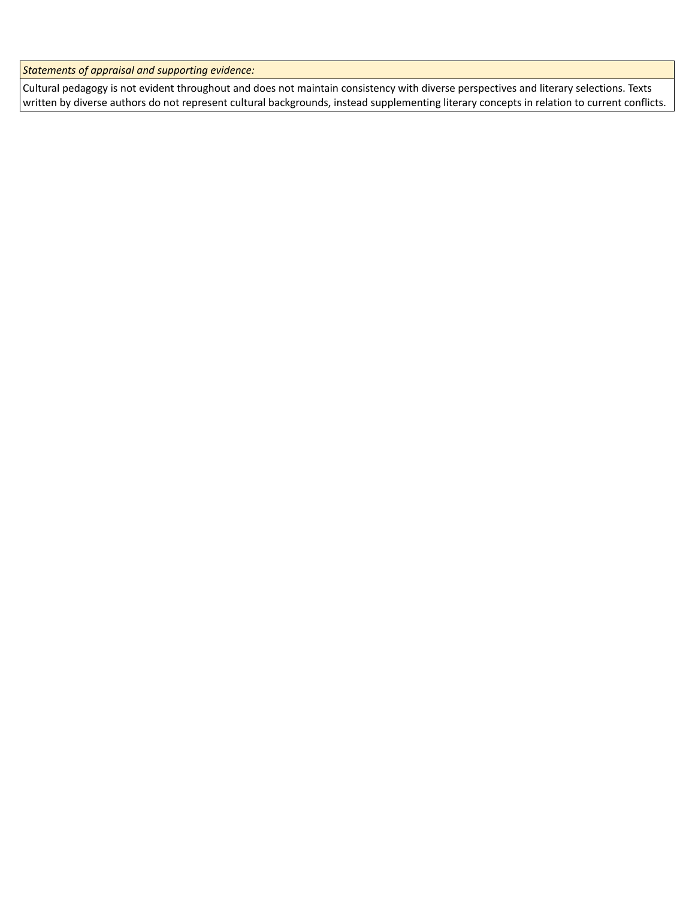| *Statements of appraisal and supporting evidence:* |
|---|
| Cultural pedagogy is not evident throughout and does not maintain consistency with diverse perspectives and literary selections. Texts written by diverse authors do not represent cultural backgrounds, instead supplementing literary concepts in relation to current conflicts. |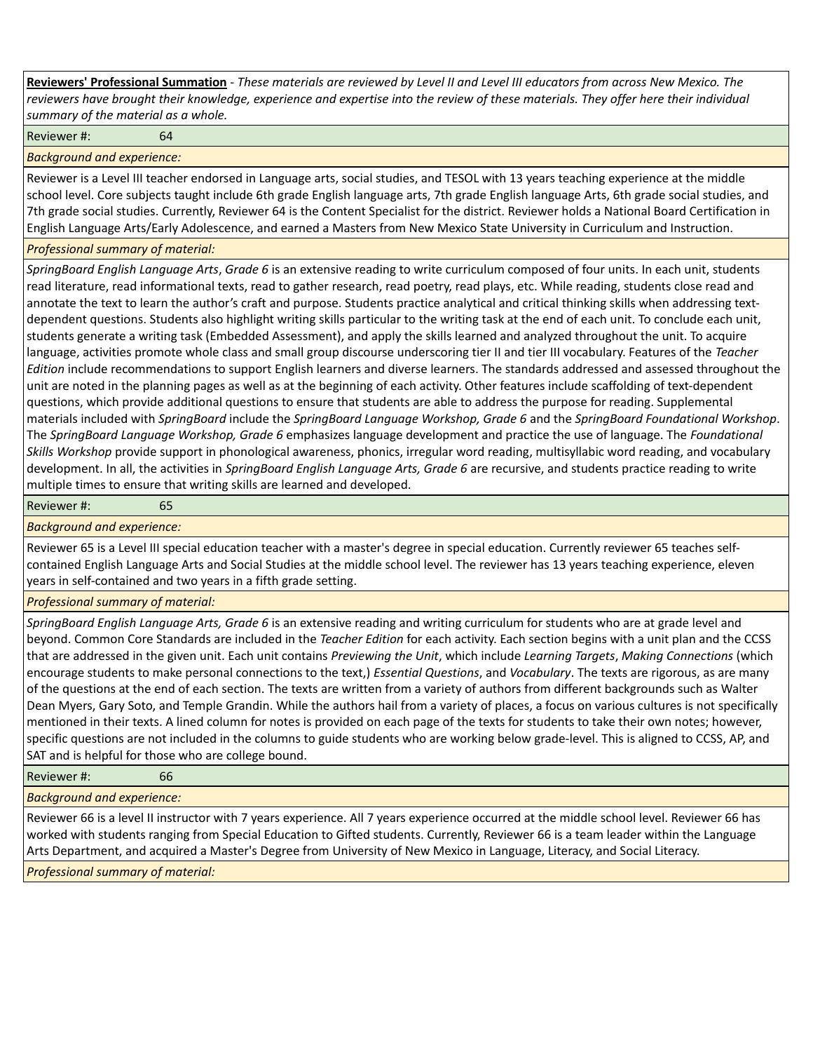**Reviewers' Professional Summation** - *These materials are reviewed by Level II and Level III educators from across New Mexico. The reviewers have brought their knowledge, experience and expertise into the review of these materials. They offer here their individual summary of the material as a whole.*

Reviewer #: 64

*Background and experience:*

Reviewer is a Level III teacher endorsed in Language arts, social studies, and TESOL with 13 years teaching experience at the middle school level. Core subjects taught include 6th grade English language arts, 7th grade English language Arts, 6th grade social studies, and 7th grade social studies. Currently, Reviewer 64 is the Content Specialist for the district. Reviewer holds a National Board Certification in English Language Arts/Early Adolescence, and earned a Masters from New Mexico State University in Curriculum and Instruction.

*Professional summary of material:*

*SpringBoard English Language Arts*, *Grade 6* is an extensive reading to write curriculum composed of four units. In each unit, students read literature, read informational texts, read to gather research, read poetry, read plays, etc. While reading, students close read and annotate the text to learn the author's craft and purpose. Students practice analytical and critical thinking skills when addressing text-dependent questions. Students also highlight writing skills particular to the writing task at the end of each unit. To conclude each unit, students generate a writing task (Embedded Assessment), and apply the skills learned and analyzed throughout the unit. To acquire language, activities promote whole class and small group discourse underscoring tier II and tier III vocabulary. Features of the *Teacher Edition* include recommendations to support English learners and diverse learners. The standards addressed and assessed throughout the unit are noted in the planning pages as well as at the beginning of each activity. Other features include scaffolding of text-dependent questions, which provide additional questions to ensure that students are able to address the purpose for reading. Supplemental materials included with *SpringBoard* include the *SpringBoard Language Workshop, Grade 6* and the *SpringBoard Foundational Workshop*. The *SpringBoard Language Workshop, Grade 6* emphasizes language development and practice the use of language. The *Foundational Skills Workshop* provide support in phonological awareness, phonics, irregular word reading, multisyllabic word reading, and vocabulary development. In all, the activities in *SpringBoard English Language Arts, Grade 6* are recursive, and students practice reading to write multiple times to ensure that writing skills are learned and developed.

Reviewer #: 65

*Background and experience:*

Reviewer 65 is a Level III special education teacher with a master's degree in special education. Currently reviewer 65 teaches self-contained English Language Arts and Social Studies at the middle school level. The reviewer has 13 years teaching experience, eleven years in self-contained and two years in a fifth grade setting.

*Professional summary of material:*

*SpringBoard English Language Arts, Grade 6* is an extensive reading and writing curriculum for students who are at grade level and beyond. Common Core Standards are included in the *Teacher Edition* for each activity. Each section begins with a unit plan and the CCSS that are addressed in the given unit. Each unit contains *Previewing the Unit*, which include *Learning Targets*, *Making Connections* (which encourage students to make personal connections to the text,) *Essential Questions*, and *Vocabulary*. The texts are rigorous, as are many of the questions at the end of each section. The texts are written from a variety of authors from different backgrounds such as Walter Dean Myers, Gary Soto, and Temple Grandin. While the authors hail from a variety of places, a focus on various cultures is not specifically mentioned in their texts. A lined column for notes is provided on each page of the texts for students to take their own notes; however, specific questions are not included in the columns to guide students who are working below grade-level. This is aligned to CCSS, AP, and SAT and is helpful for those who are college bound.

Reviewer #: 66

*Background and experience:*

Reviewer 66 is a level II instructor with 7 years experience. All 7 years experience occurred at the middle school level. Reviewer 66 has worked with students ranging from Special Education to Gifted students. Currently, Reviewer 66 is a team leader within the Language Arts Department, and acquired a Master's Degree from University of New Mexico in Language, Literacy, and Social Literacy.

*Professional summary of material:*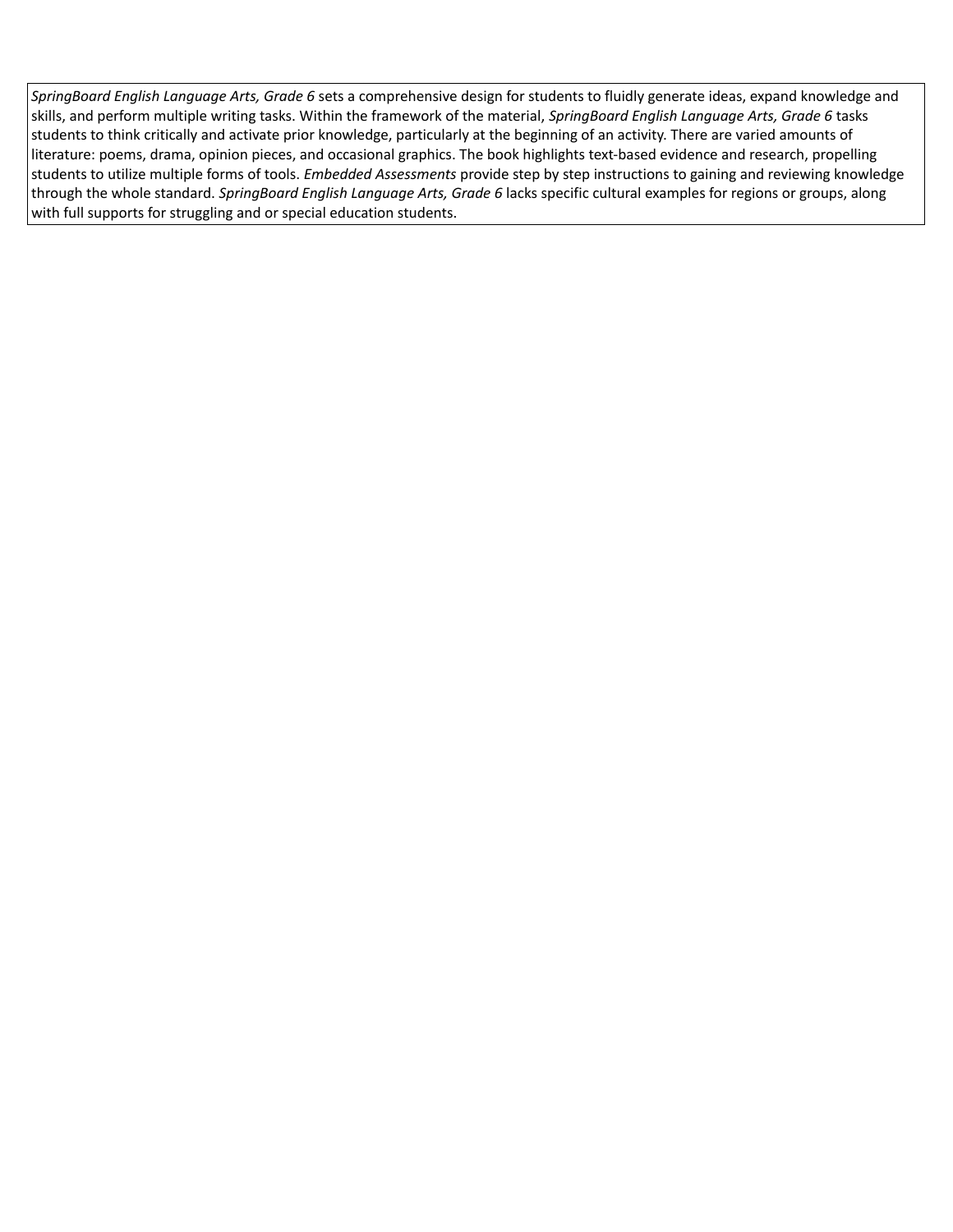*SpringBoard English Language Arts, Grade 6* sets a comprehensive design for students to fluidly generate ideas, expand knowledge and skills, and perform multiple writing tasks. Within the framework of the material, *SpringBoard English Language Arts, Grade 6* tasks students to think critically and activate prior knowledge, particularly at the beginning of an activity. There are varied amounts of literature: poems, drama, opinion pieces, and occasional graphics. The book highlights text-based evidence and research, propelling students to utilize multiple forms of tools. *Embedded Assessments* provide step by step instructions to gaining and reviewing knowledge through the whole standard. *SpringBoard English Language Arts, Grade 6* lacks specific cultural examples for regions or groups, along with full supports for struggling and or special education students.